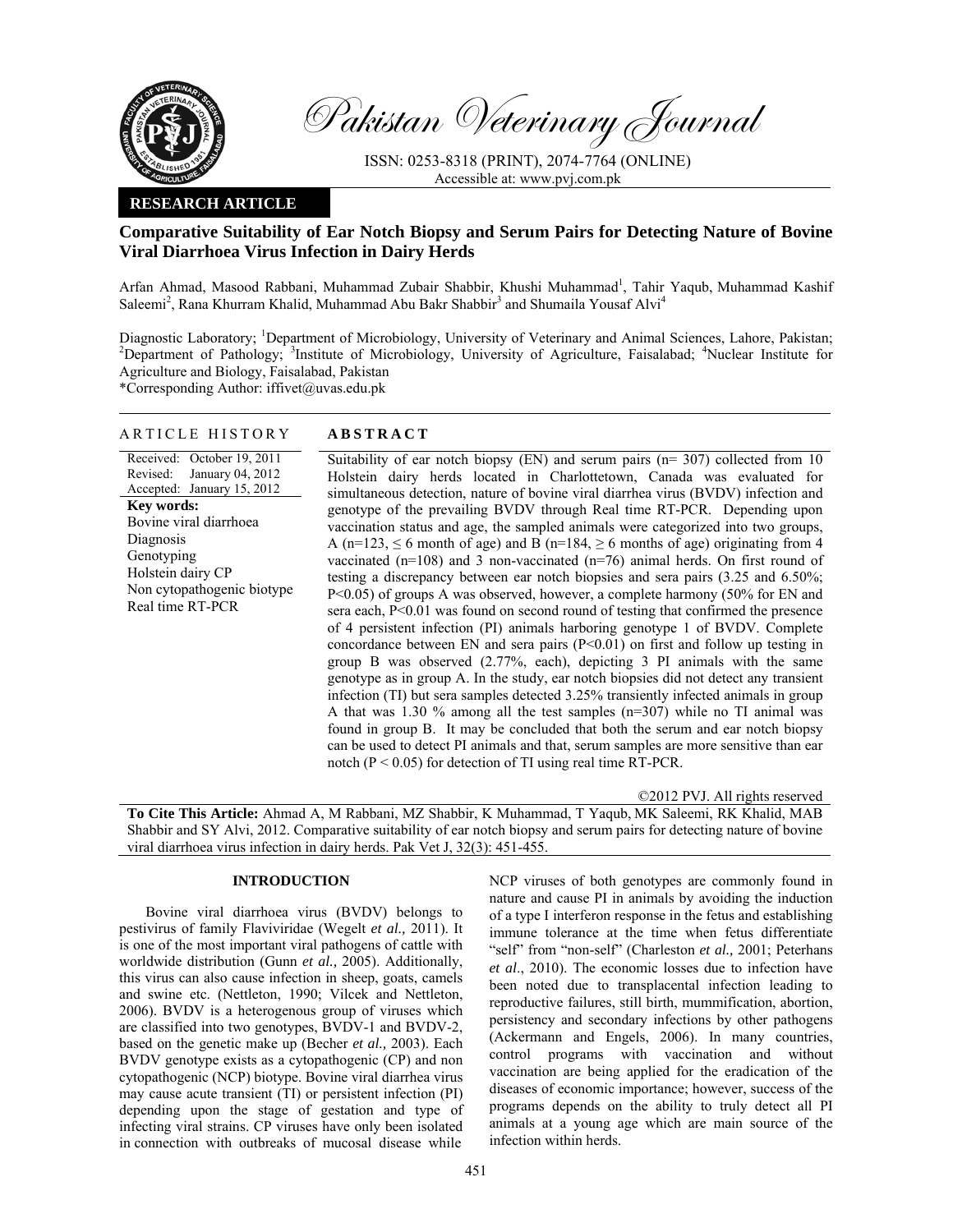Pakistan Veterinary Journal

ISSN: 0253-8318 (PRINT), 2074-7764 (ONLINE)
Accessible at: www.pvj.com.pk

**RESEARCH ARTICLE**

# Comparative Suitability of Ear Notch Biopsy and Serum Pairs for Detecting Nature of Bovine Viral Diarrhoea Virus Infection in Dairy Herds

Arfan Ahmad, Masood Rabbani, Muhammad Zubair Shabbir, Khushi Muhammad[1], Tahir Yaqub, Muhammad Kashif Saleemi[2], Rana Khurram Khalid, Muhammad Abu Bakr Shabbir[3] and Shumaila Yousaf Alvi[4]

Diagnostic Laboratory; [1]Department of Microbiology, University of Veterinary and Animal Sciences, Lahore, Pakistan; [2]Department of Pathology; [3]Institute of Microbiology, University of Agriculture, Faisalabad; [4]Nuclear Institute for Agriculture and Biology, Faisalabad, Pakistan
*Corresponding Author: iffivet@uvas.edu.pk

## ARTICLE HISTORY

Received: October 19, 2011
Revised: January 04, 2012
Accepted: January 15, 2012

**Key words:**
Bovine viral diarrhoea
Diagnosis
Genotyping
Holstein dairy CP
Non cytopathogenic biotype
Real time RT-PCR

## ABSTRACT

Suitability of ear notch biopsy (EN) and serum pairs (n= 307) collected from 10 Holstein dairy herds located in Charlottetown, Canada was evaluated for simultaneous detection, nature of bovine viral diarrhea virus (BVDV) infection and genotype of the prevailing BVDV through Real time RT-PCR. Depending upon vaccination status and age, the sampled animals were categorized into two groups, A (n=123, ≤ 6 month of age) and B (n=184, ≥ 6 months of age) originating from 4 vaccinated (n=108) and 3 non-vaccinated (n=76) animal herds. On first round of testing a discrepancy between ear notch biopsies and sera pairs (3.25 and 6.50%; P<0.05) of groups A was observed, however, a complete harmony (50% for EN and sera each, P<0.01 was found on second round of testing that confirmed the presence of 4 persistent infection (PI) animals harboring genotype 1 of BVDV. Complete concordance between EN and sera pairs (P<0.01) on first and follow up testing in group B was observed (2.77%, each), depicting 3 PI animals with the same genotype as in group A. In the study, ear notch biopsies did not detect any transient infection (TI) but sera samples detected 3.25% transiently infected animals in group A that was 1.30 % among all the test samples (n=307) while no TI animal was found in group B. It may be concluded that both the serum and ear notch biopsy can be used to detect PI animals and that, serum samples are more sensitive than ear notch (P < 0.05) for detection of TI using real time RT-PCR.

©2012 PVJ. All rights reserved

**To Cite This Article:** Ahmad A, M Rabbani, MZ Shabbir, K Muhammad, T Yaqub, MK Saleemi, RK Khalid, MAB Shabbir and SY Alvi, 2012. Comparative suitability of ear notch biopsy and serum pairs for detecting nature of bovine viral diarrhoea virus infection in dairy herds. Pak Vet J, 32(3): 451-455.

## INTRODUCTION

Bovine viral diarrhoea virus (BVDV) belongs to pestivirus of family Flaviviridae (Wegelt *et al.,* 2011). It is one of the most important viral pathogens of cattle with worldwide distribution (Gunn *et al.,* 2005). Additionally, this virus can also cause infection in sheep, goats, camels and swine etc. (Nettleton, 1990; Vilcek and Nettleton, 2006). BVDV is a heterogenous group of viruses which are classified into two genotypes, BVDV-1 and BVDV-2, based on the genetic make up (Becher *et al.,* 2003). Each BVDV genotype exists as a cytopathogenic (CP) and non cytopathogenic (NCP) biotype. Bovine viral diarrhea virus may cause acute transient (TI) or persistent infection (PI) depending upon the stage of gestation and type of infecting viral strains. CP viruses have only been isolated in connection with outbreaks of mucosal disease while NCP viruses of both genotypes are commonly found in nature and cause PI in animals by avoiding the induction of a type I interferon response in the fetus and establishing immune tolerance at the time when fetus differentiate "self" from "non-self" (Charleston *et al.,* 2001; Peterhans *et al*., 2010). The economic losses due to infection have been noted due to transplacental infection leading to reproductive failures, still birth, mummification, abortion, persistency and secondary infections by other pathogens (Ackermann and Engels, 2006). In many countries, control programs with vaccination and without vaccination are being applied for the eradication of the diseases of economic importance; however, success of the programs depends on the ability to truly detect all PI animals at a young age which are main source of the infection within herds.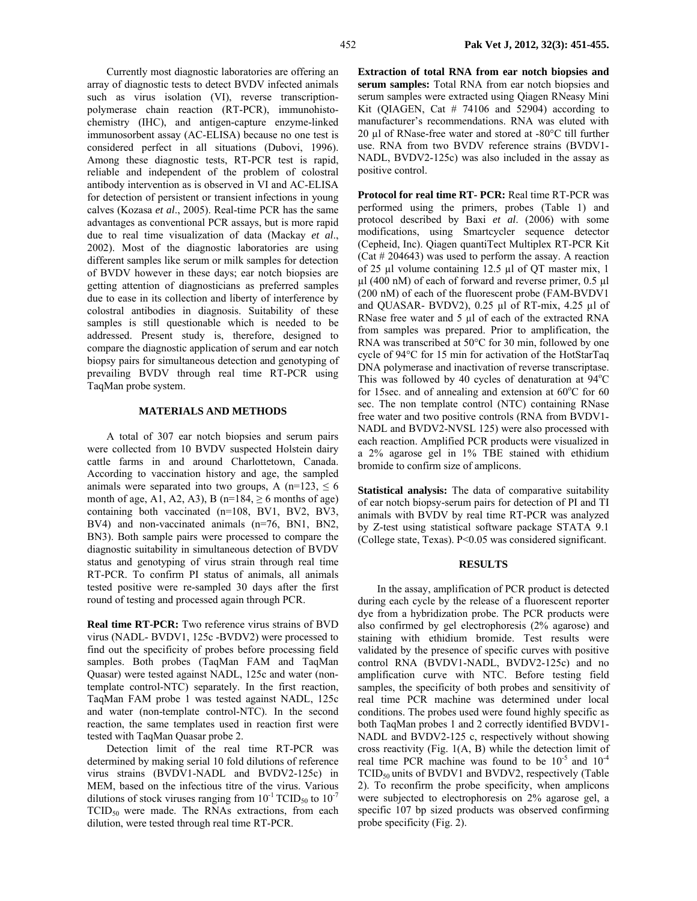Currently most diagnostic laboratories are offering an array of diagnostic tests to detect BVDV infected animals such as virus isolation (VI), reverse transcription-polymerase chain reaction (RT-PCR), immunohisto-chemistry (IHC), and antigen-capture enzyme-linked immunosorbent assay (AC-ELISA) because no one test is considered perfect in all situations (Dubovi, 1996). Among these diagnostic tests, RT-PCR test is rapid, reliable and independent of the problem of colostral antibody intervention as is observed in VI and AC-ELISA for detection of persistent or transient infections in young calves (Kozasa *et al*., 2005). Real-time PCR has the same advantages as conventional PCR assays, but is more rapid due to real time visualization of data (Mackay *et al*., 2002). Most of the diagnostic laboratories are using different samples like serum or milk samples for detection of BVDV however in these days; ear notch biopsies are getting attention of diagnosticians as preferred samples due to ease in its collection and liberty of interference by colostral antibodies in diagnosis. Suitability of these samples is still questionable which is needed to be addressed. Present study is, therefore, designed to compare the diagnostic application of serum and ear notch biopsy pairs for simultaneous detection and genotyping of prevailing BVDV through real time RT-PCR using TaqMan probe system.

## MATERIALS AND METHODS

A total of 307 ear notch biopsies and serum pairs were collected from 10 BVDV suspected Holstein dairy cattle farms in and around Charlottetown, Canada. According to vaccination history and age, the sampled animals were separated into two groups, A (n=123, ≤ 6 month of age, A1, A2, A3), B (n=184, ≥ 6 months of age) containing both vaccinated (n=108, BV1, BV2, BV3, BV4) and non-vaccinated animals (n=76, BN1, BN2, BN3). Both sample pairs were processed to compare the diagnostic suitability in simultaneous detection of BVDV status and genotyping of virus strain through real time RT-PCR. To confirm PI status of animals, all animals tested positive were re-sampled 30 days after the first round of testing and processed again through PCR.

**Real time RT-PCR:** Two reference virus strains of BVD virus (NADL- BVDV1, 125c -BVDV2) were processed to find out the specificity of probes before processing field samples. Both probes (TaqMan FAM and TaqMan Quasar) were tested against NADL, 125c and water (non-template control-NTC) separately. In the first reaction, TaqMan FAM probe 1 was tested against NADL, 125c and water (non-template control-NTC). In the second reaction, the same templates used in reaction first were tested with TaqMan Quasar probe 2.

Detection limit of the real time RT-PCR was determined by making serial 10 fold dilutions of reference virus strains (BVDV1-NADL and BVDV2-125c) in MEM, based on the infectious titre of the virus. Various dilutions of stock viruses ranging from $10^{-1}$ $TCID_{50}$ to $10^{-7}$ $TCID_{50}$ were made. The RNAs extractions, from each dilution, were tested through real time RT-PCR.

**Extraction of total RNA from ear notch biopsies and serum samples:** Total RNA from ear notch biopsies and serum samples were extracted using Qiagen RNeasy Mini Kit (QIAGEN, Cat # 74106 and 52904) according to manufacturer's recommendations. RNA was eluted with 20 µl of RNase-free water and stored at -80°C till further use. RNA from two BVDV reference strains (BVDV1-NADL, BVDV2-125c) was also included in the assay as positive control.

**Protocol for real time RT- PCR:** Real time RT-PCR was performed using the primers, probes (Table 1) and protocol described by Baxi *et al*. (2006) with some modifications, using Smartcycler sequence detector (Cepheid, Inc). Qiagen quantiTect Multiplex RT-PCR Kit (Cat # 204643) was used to perform the assay. A reaction of 25 µl volume containing 12.5 µl of QT master mix, 1 µl (400 nM) of each of forward and reverse primer, 0.5 µl (200 nM) of each of the fluorescent probe (FAM-BVDV1 and QUASAR- BVDV2), 0.25 µl of RT-mix, 4.25 µl of RNase free water and 5 µl of each of the extracted RNA from samples was prepared. Prior to amplification, the RNA was transcribed at 50°C for 30 min, followed by one cycle of 94°C for 15 min for activation of the HotStarTaq DNA polymerase and inactivation of reverse transcriptase. This was followed by 40 cycles of denaturation at 94°C for 15sec. and of annealing and extension at 60°C for 60 sec. The non template control (NTC) containing RNase free water and two positive controls (RNA from BVDV1-NADL and BVDV2-NVSL 125) were also processed with each reaction. Amplified PCR products were visualized in a 2% agarose gel in 1% TBE stained with ethidium bromide to confirm size of amplicons.

**Statistical analysis:** The data of comparative suitability of ear notch biopsy-serum pairs for detection of PI and TI animals with BVDV by real time RT-PCR was analyzed by Z-test using statistical software package STATA 9.1 (College state, Texas). $P<0.05$ was considered significant.

## RESULTS

In the assay, amplification of PCR product is detected during each cycle by the release of a fluorescent reporter dye from a hybridization probe. The PCR products were also confirmed by gel electrophoresis (2% agarose) and staining with ethidium bromide. Test results were validated by the presence of specific curves with positive control RNA (BVDV1-NADL, BVDV2-125c) and no amplification curve with NTC. Before testing field samples, the specificity of both probes and sensitivity of real time PCR machine was determined under local conditions. The probes used were found highly specific as both TaqMan probes 1 and 2 correctly identified BVDV1-NADL and BVDV2-125 c, respectively without showing cross reactivity (Fig. 1(A, B) while the detection limit of real time PCR machine was found to be $10^{-5}$ and $10^{-4}$ $TCID_{50}$ units of BVDV1 and BVDV2, respectively (Table 2). To reconfirm the probe specificity, when amplicons were subjected to electrophoresis on 2% agarose gel, a specific 107 bp sized products was observed confirming probe specificity (Fig. 2).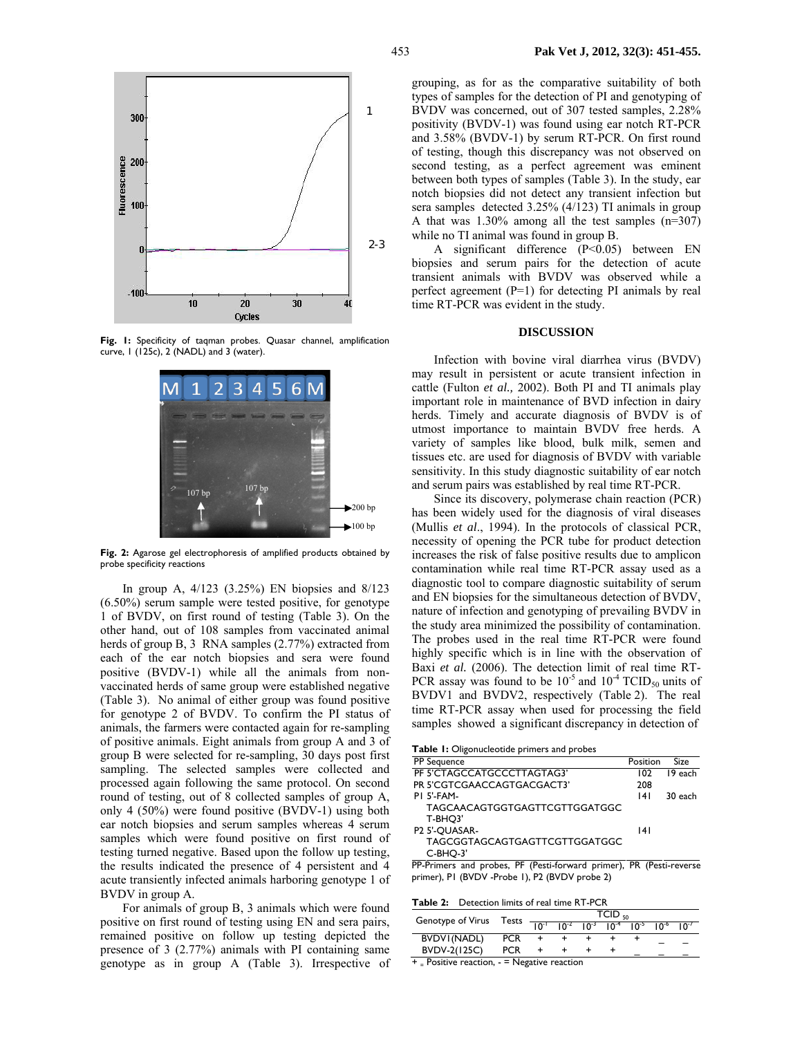Fig. 1: Specificity of taqman probes. Quasar channel, amplification curve, 1 (125c), 2 (NADL) and 3 (water).

Fig. 2: Agarose gel electrophoresis of amplified products obtained by probe specificity reactions

In group A, 4/123 (3.25%) EN biopsies and 8/123 (6.50%) serum sample were tested positive, for genotype 1 of BVDV, on first round of testing (Table 3). On the other hand, out of 108 samples from vaccinated animal herds of group B, 3 RNA samples (2.77%) extracted from each of the ear notch biopsies and sera were found positive (BVDV-1) while all the animals from non-vaccinated herds of same group were established negative (Table 3). No animal of either group was found positive for genotype 2 of BVDV. To confirm the PI status of animals, the farmers were contacted again for re-sampling of positive animals. Eight animals from group A and 3 of group B were selected for re-sampling, 30 days post first sampling. The selected samples were collected and processed again following the same protocol. On second round of testing, out of 8 collected samples of group A, only 4 (50%) were found positive (BVDV-1) using both ear notch biopsies and serum samples whereas 4 serum samples which were found positive on first round of testing turned negative. Based upon the follow up testing, the results indicated the presence of 4 persistent and 4 acute transiently infected animals harboring genotype 1 of BVDV in group A.

For animals of group B, 3 animals which were found positive on first round of testing using EN and sera pairs, remained positive on follow up testing depicted the presence of 3 (2.77%) animals with PI containing same genotype as in group A (Table 3). Irrespective of grouping, as for as the comparative suitability of both types of samples for the detection of PI and genotyping of BVDV was concerned, out of 307 tested samples, 2.28% positivity (BVDV-1) was found using ear notch RT-PCR and 3.58% (BVDV-1) by serum RT-PCR. On first round of testing, though this discrepancy was not observed on second testing, as a perfect agreement was eminent between both types of samples (Table 3). In the study, ear notch biopsies did not detect any transient infection but sera samples detected 3.25% (4/123) TI animals in group A that was 1.30% among all the test samples (n=307) while no TI animal was found in group B.

A significant difference ($P<0.05$) between EN biopsies and serum pairs for the detection of acute transient animals with BVDV was observed while a perfect agreement ($P=1$) for detecting PI animals by real time RT-PCR was evident in the study.

## DISCUSSION

Infection with bovine viral diarrhea virus (BVDV) may result in persistent or acute transient infection in cattle (Fulton *et al.,* 2002). Both PI and TI animals play important role in maintenance of BVD infection in dairy herds. Timely and accurate diagnosis of BVDV is of utmost importance to maintain BVDV free herds. A variety of samples like blood, bulk milk, semen and tissues etc. are used for diagnosis of BVDV with variable sensitivity. In this study diagnostic suitability of ear notch and serum pairs was established by real time RT-PCR.

Since its discovery, polymerase chain reaction (PCR) has been widely used for the diagnosis of viral diseases (Mullis *et al*., 1994). In the protocols of classical PCR, necessity of opening the PCR tube for product detection increases the risk of false positive results due to amplicon contamination while real time RT-PCR assay used as a diagnostic tool to compare diagnostic suitability of serum and EN biopsies for the simultaneous detection of BVDV, nature of infection and genotyping of prevailing BVDV in the study area minimized the possibility of contamination. The probes used in the real time RT-PCR were found highly specific which is in line with the observation of Baxi *et al.* (2006). The detection limit of real time RT-PCR assay was found to be $10^{-5}$ and $10^{-4}$ $TCID_{50}$ units of BVDV1 and BVDV2, respectively (Table 2). The real time RT-PCR assay when used for processing the field samples showed a significant discrepancy in detection of

**Table 1:** Oligonucleotide primers and probes

| PP Sequence | Position | Size |
|---|---|---|
| PF 5'CTAGCCATGCCCTTAGTAG3' | 102 | 19 each |
| PR 5'CGTCGAACCAGTGACGACT3' | 208 | |
| P1 5'-FAM-TAGCAACAGTGGTGAGTTCGTTGGATGGC T-BHQ3' | 141 | 30 each |
| P2 5'-QUASAR-TAGCGGTAGCAGTGAGTTCGTTGGATGGC C-BHQ-3' | 141 | |

PP-Primers and probes, PF (Pesti-forward primer), PR (Pesti-reverse primer), P1 (BVDV -Probe 1), P2 (BVDV probe 2)

**Table 2:** Detection limits of real time RT-PCR

| Genotype of Virus | Tests | $TCID_{50}$ | | | | | | |
|---|---|---|---|---|---|---|---|---|
| | | $10^{-1}$ | $10^{-2}$ | $10^{-3}$ | $10^{-4}$ | $10^{-5}$ | $10^{-6}$ | $10^{-7}$ |
| BVDV1(NADL) | PCR | + | + | + | + | + | _ | _ |
| BVDV-2(125C) | PCR | + | + | + | + | _ | _ | _ |

+ = Positive reaction, - = Negative reaction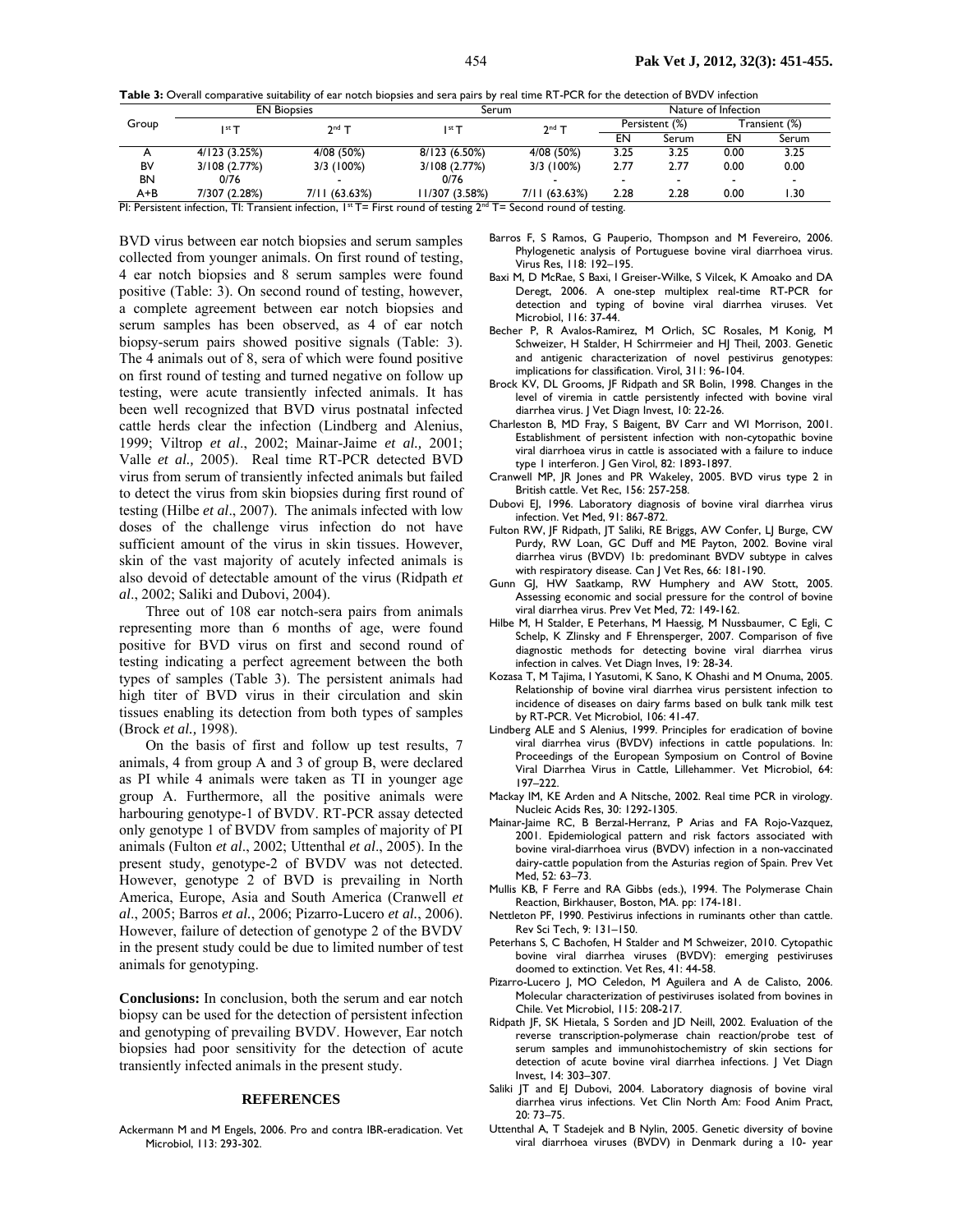**Table 3:** Overall comparative suitability of ear notch biopsies and sera pairs by real time RT-PCR for the detection of BVDV infection

| Group | EN Biopsies | | Serum | | Nature of Infection | | | |
|---|---|---|---|---|---|---|---|---|
| | | | | | Persistent (%) | | Transient (%) | |
| | 1st T | 2nd T | 1st T | 2nd T | EN | Serum | EN | Serum |
| A | 4/123 (3.25%) | 4/08 (50%) | 8/123 (6.50%) | 4/08 (50%) | 3.25 | 3.25 | 0.00 | 3.25 |
| BV | 3/108 (2.77%) | 3/3 (100%) | 3/108 (2.77%) | 3/3 (100%) | 2.77 | 2.77 | 0.00 | 0.00 |
| BN | 0/76 | - | 0/76 | - | - | - | - | - |
| A+B | 7/307 (2.28%) | 7/11 (63.63%) | 11/307 (3.58%) | 7/11 (63.63%) | 2.28 | 2.28 | 0.00 | 1.30 |

PI: Persistent infection, TI: Transient infection, 1st T= First round of testing 2nd T= Second round of testing.

BVD virus between ear notch biopsies and serum samples collected from younger animals. On first round of testing, 4 ear notch biopsies and 8 serum samples were found positive (Table: 3). On second round of testing, however, a complete agreement between ear notch biopsies and serum samples has been observed, as 4 of ear notch biopsy-serum pairs showed positive signals (Table: 3). The 4 animals out of 8, sera of which were found positive on first round of testing and turned negative on follow up testing, were acute transiently infected animals. It has been well recognized that BVD virus postnatal infected cattle herds clear the infection (Lindberg and Alenius, 1999; Viltrop *et al*., 2002; Mainar-Jaime *et al.,* 2001; Valle *et al.,* 2005). Real time RT-PCR detected BVD virus from serum of transiently infected animals but failed to detect the virus from skin biopsies during first round of testing (Hilbe *et al*., 2007). The animals infected with low doses of the challenge virus infection do not have sufficient amount of the virus in skin tissues. However, skin of the vast majority of acutely infected animals is also devoid of detectable amount of the virus (Ridpath *et al*., 2002; Saliki and Dubovi, 2004).

Three out of 108 ear notch-sera pairs from animals representing more than 6 months of age, were found positive for BVD virus on first and second round of testing indicating a perfect agreement between the both types of samples (Table 3). The persistent animals had high titer of BVD virus in their circulation and skin tissues enabling its detection from both types of samples (Brock *et al.,* 1998).

On the basis of first and follow up test results, 7 animals, 4 from group A and 3 of group B, were declared as PI while 4 animals were taken as TI in younger age group A. Furthermore, all the positive animals were harbouring genotype-1 of BVDV. RT-PCR assay detected only genotype 1 of BVDV from samples of majority of PI animals (Fulton *et al*., 2002; Uttenthal *et al*., 2005). In the present study, genotype-2 of BVDV was not detected. However, genotype 2 of BVD is prevailing in North America, Europe, Asia and South America (Cranwell *et al*., 2005; Barros *et al.*, 2006; Pizarro-Lucero *et al.*, 2006). However, failure of detection of genotype 2 of the BVDV in the present study could be due to limited number of test animals for genotyping.

**Conclusions:** In conclusion, both the serum and ear notch biopsy can be used for the detection of persistent infection and genotyping of prevailing BVDV. However, Ear notch biopsies had poor sensitivity for the detection of acute transiently infected animals in the present study.

## REFERENCES

Ackermann M and M Engels, 2006. Pro and contra IBR-eradication. Vet Microbiol, 113: 293-302.

Barros F, S Ramos, G Pauperio, Thompson and M Fevereiro, 2006. Phylogenetic analysis of Portuguese bovine viral diarrhoea virus. Virus Res, 118: 192–195.

Baxi M, D McRae, S Baxi, I Greiser-Wilke, S Vilcek, K Amoako and DA Deregt, 2006. A one-step multiplex real-time RT-PCR for detection and typing of bovine viral diarrhea viruses. Vet Microbiol, 116: 37-44.

Becher P, R Avalos-Ramirez, M Orlich, SC Rosales, M Konig, M Schweizer, H Stalder, H Schirrmeier and HJ Theil, 2003. Genetic and antigenic characterization of novel pestivirus genotypes: implications for classification. Virol, 311: 96-104.

Brock KV, DL Grooms, JF Ridpath and SR Bolin, 1998. Changes in the level of viremia in cattle persistently infected with bovine viral diarrhea virus. J Vet Diagn Invest, 10: 22-26.

Charleston B, MD Fray, S Baigent, BV Carr and WI Morrison, 2001. Establishment of persistent infection with non-cytopathic bovine viral diarrhoea virus in cattle is associated with a failure to induce type I interferon. J Gen Virol, 82: 1893-1897.

Cranwell MP, JR Jones and PR Wakeley, 2005. BVD virus type 2 in British cattle. Vet Rec, 156: 257-258.

Dubovi EJ, 1996. Laboratory diagnosis of bovine viral diarrhea virus infection. Vet Med, 91: 867-872.

Fulton RW, JF Ridpath, JT Saliki, RE Briggs, AW Confer, LJ Burge, CW Purdy, RW Loan, GC Duff and ME Payton, 2002. Bovine viral diarrhea virus (BVDV) 1b: predominant BVDV subtype in calves with respiratory disease. Can J Vet Res, 66: 181-190.

Gunn GJ, HW Saatkamp, RW Humphery and AW Stott, 2005. Assessing economic and social pressure for the control of bovine viral diarrhea virus. Prev Vet Med, 72: 149-162.

Hilbe M, H Stalder, E Peterhans, M Haessig, M Nussbaumer, C Egli, C Schelp, K Zlinsky and F Ehrensperger, 2007. Comparison of five diagnostic methods for detecting bovine viral diarrhea virus infection in calves. Vet Diagn Inves, 19: 28-34.

Kozasa T, M Tajima, I Yasutomi, K Sano, K Ohashi and M Onuma, 2005. Relationship of bovine viral diarrhea virus persistent infection to incidence of diseases on dairy farms based on bulk tank milk test by RT-PCR. Vet Microbiol, 106: 41-47.

Lindberg ALE and S Alenius, 1999. Principles for eradication of bovine viral diarrhea virus (BVDV) infections in cattle populations. In: Proceedings of the European Symposium on Control of Bovine Viral Diarrhea Virus in Cattle, Lillehammer. Vet Microbiol, 64: 197–222.

Mackay IM, KE Arden and A Nitsche, 2002. Real time PCR in virology. Nucleic Acids Res, 30: 1292-1305.

Mainar-Jaime RC, B Berzal-Herranz, P Arias and FA Rojo-Vazquez, 2001. Epidemiological pattern and risk factors associated with bovine viral-diarrhoea virus (BVDV) infection in a non-vaccinated dairy-cattle population from the Asturias region of Spain. Prev Vet Med, 52: 63–73.

Mullis KB, F Ferre and RA Gibbs (eds.), 1994. The Polymerase Chain Reaction, Birkhauser, Boston, MA. pp: 174-181.

Nettleton PF, 1990. Pestivirus infections in ruminants other than cattle. Rev Sci Tech, 9: 131–150.

Peterhans S, C Bachofen, H Stalder and M Schweizer, 2010. Cytopathic bovine viral diarrhea viruses (BVDV): emerging pestiviruses doomed to extinction. Vet Res, 41: 44-58.

Pizarro-Lucero J, MO Celedon, M Aguilera and A de Calisto, 2006. Molecular characterization of pestiviruses isolated from bovines in Chile. Vet Microbiol, 115: 208-217.

Ridpath JF, SK Hietala, S Sorden and JD Neill, 2002. Evaluation of the reverse transcription-polymerase chain reaction/probe test of serum samples and immunohistochemistry of skin sections for detection of acute bovine viral diarrhea infections. J Vet Diagn Invest, 14: 303–307.

Saliki JT and EJ Dubovi, 2004. Laboratory diagnosis of bovine viral diarrhea virus infections. Vet Clin North Am: Food Anim Pract, 20: 73–75.

Uttenthal A, T Stadejek and B Nylin, 2005. Genetic diversity of bovine viral diarrhoea viruses (BVDV) in Denmark during a 10- year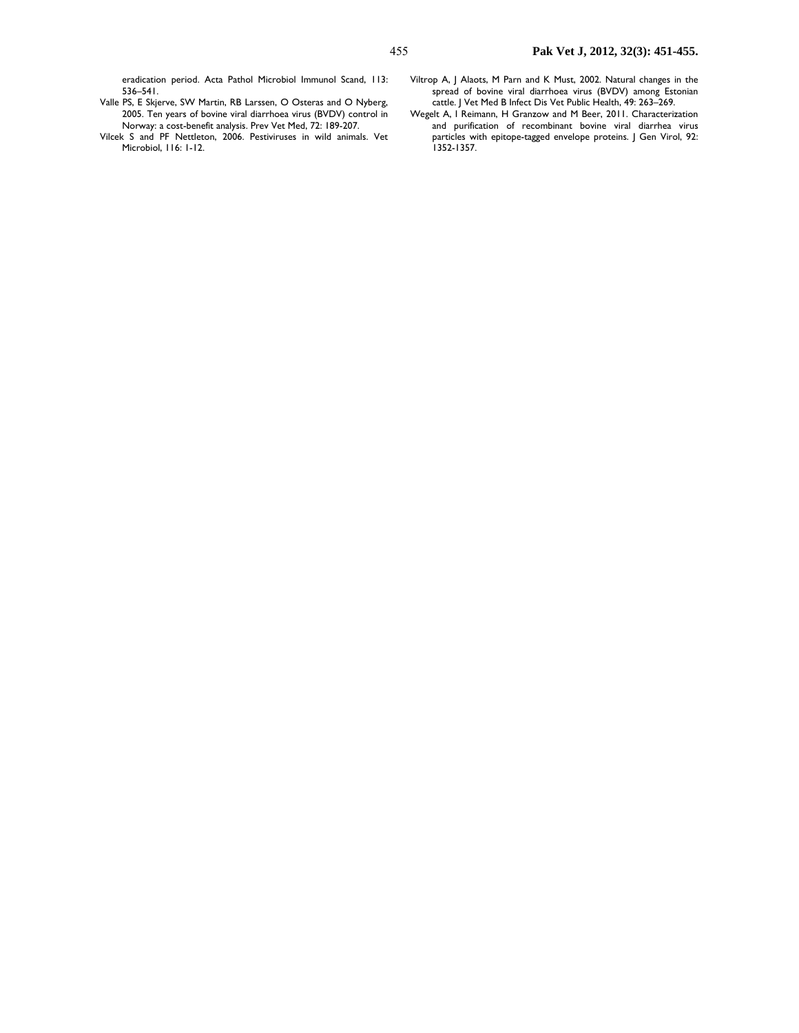eradication period. Acta Pathol Microbiol Immunol Scand, 113: 536–541.

Valle PS, E Skjerve, SW Martin, RB Larssen, O Osteras and O Nyberg, 2005. Ten years of bovine viral diarrhoea virus (BVDV) control in Norway: a cost-benefit analysis. Prev Vet Med, 72: 189-207.

Vilcek S and PF Nettleton, 2006. Pestiviruses in wild animals. Vet Microbiol, 116: 1-12.

Viltrop A, J Alaots, M Parn and K Must, 2002. Natural changes in the spread of bovine viral diarrhoea virus (BVDV) among Estonian cattle. J Vet Med B Infect Dis Vet Public Health, 49: 263–269.

Wegelt A, I Reimann, H Granzow and M Beer, 2011. Characterization and purification of recombinant bovine viral diarrhea virus particles with epitope-tagged envelope proteins. J Gen Virol, 92: 1352-1357.